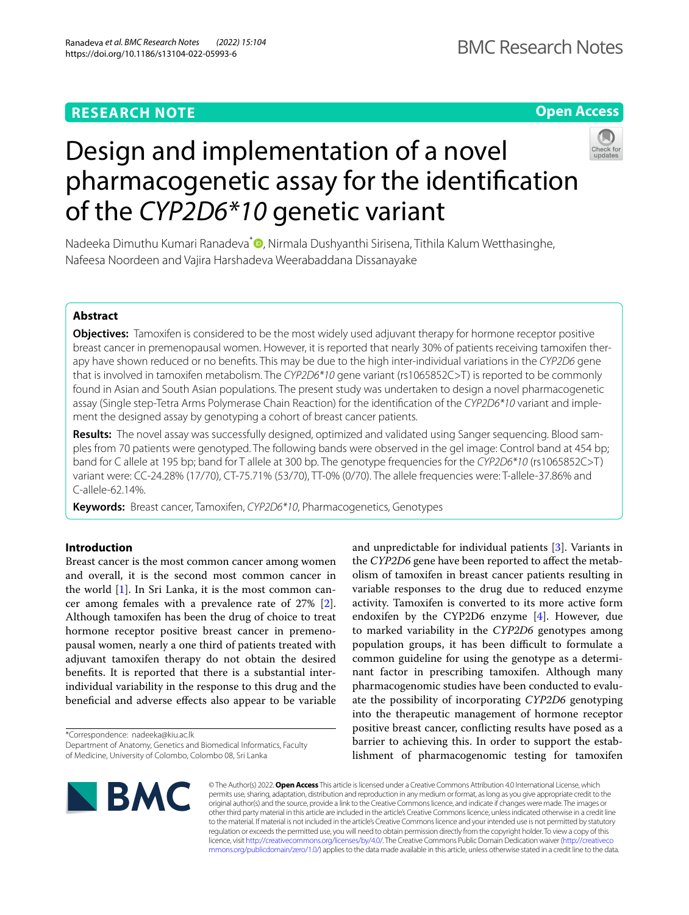RESEARCH NOTE

Open Access

# Design and implementation of a novel pharmacogenetic assay for the identification of the *CYP2D6*10* genetic variant

Nadeeka Dimuthu Kumari Ranadeva*, Nirmala Dushyanthi Sirisena, Tithila Kalum Wetthasinghe, Nafeesa Noordeen and Vajira Harshadeva Weerabaddana Dissanayake

## Abstract

**Objectives:** Tamoxifen is considered to be the most widely used adjuvant therapy for hormone receptor positive breast cancer in premenopausal women. However, it is reported that nearly 30% of patients receiving tamoxifen therapy have shown reduced or no benefits. This may be due to the high inter-individual variations in the *CYP2D6* gene that is involved in tamoxifen metabolism. The *CYP2D6*10* gene variant (rs1065852C>T) is reported to be commonly found in Asian and South Asian populations. The present study was undertaken to design a novel pharmacogenetic assay (Single step-Tetra Arms Polymerase Chain Reaction) for the identification of the *CYP2D6*10* variant and implement the designed assay by genotyping a cohort of breast cancer patients.

**Results:** The novel assay was successfully designed, optimized and validated using Sanger sequencing. Blood samples from 70 patients were genotyped. The following bands were observed in the gel image: Control band at 454 bp; band for C allele at 195 bp; band for T allele at 300 bp. The genotype frequencies for the *CYP2D6*10* (rs1065852C>T) variant were: CC-24.28% (17/70), CT-75.71% (53/70), TT-0% (0/70). The allele frequencies were: T-allele-37.86% and C-allele-62.14%.

**Keywords:** Breast cancer, Tamoxifen, *CYP2D6*10*, Pharmacogenetics, Genotypes

## Introduction

Breast cancer is the most common cancer among women and overall, it is the second most common cancer in the world [1]. In Sri Lanka, it is the most common cancer among females with a prevalence rate of 27% [2]. Although tamoxifen has been the drug of choice to treat hormone receptor positive breast cancer in premenopausal women, nearly a one third of patients treated with adjuvant tamoxifen therapy do not obtain the desired benefits. It is reported that there is a substantial inter-individual variability in the response to this drug and the beneficial and adverse effects also appear to be variable and unpredictable for individual patients [3]. Variants in the *CYP2D6* gene have been reported to affect the metabolism of tamoxifen in breast cancer patients resulting in variable responses to the drug due to reduced enzyme activity. Tamoxifen is converted to its more active form endoxifen by the CYP2D6 enzyme [4]. However, due to marked variability in the *CYP2D6* genotypes among population groups, it has been difficult to formulate a common guideline for using the genotype as a determinant factor in prescribing tamoxifen. Although many pharmacogenomic studies have been conducted to evaluate the possibility of incorporating *CYP2D6* genotyping into the therapeutic management of hormone receptor positive breast cancer, conflicting results have posed as a barrier to achieving this. In order to support the establishment of pharmacogenomic testing for tamoxifen

*Correspondence: nadeeka@kiu.ac.lk
Department of Anatomy, Genetics and Biomedical Informatics, Faculty of Medicine, University of Colombo, Colombo 08, Sri Lanka

© The Author(s) 2022. **Open Access** This article is licensed under a Creative Commons Attribution 4.0 International License, which permits use, sharing, adaptation, distribution and reproduction in any medium or format, as long as you give appropriate credit to the original author(s) and the source, provide a link to the Creative Commons licence, and indicate if changes were made. The images or other third party material in this article are included in the article's Creative Commons licence, unless indicated otherwise in a credit line to the material. If material is not included in the article's Creative Commons licence and your intended use is not permitted by statutory regulation or exceeds the permitted use, you will need to obtain permission directly from the copyright holder. To view a copy of this licence, visit http://creativecommons.org/licenses/by/4.0/. The Creative Commons Public Domain Dedication waiver (http://creativecommons.org/publicdomain/zero/1.0/) applies to the data made available in this article, unless otherwise stated in a credit line to the data.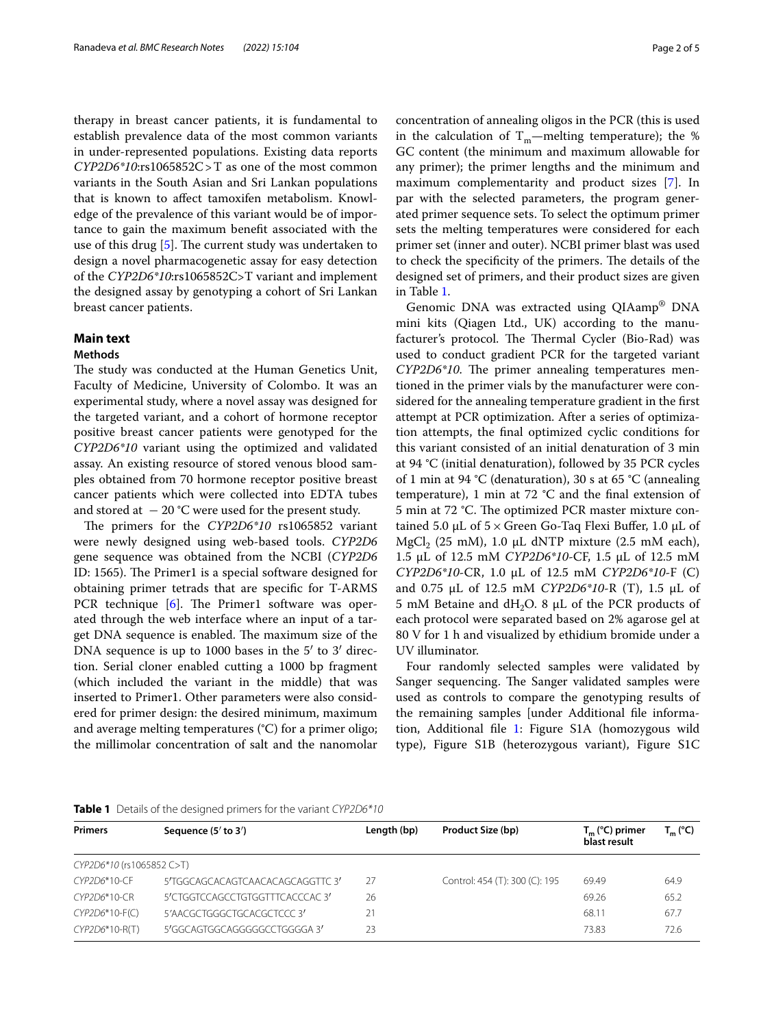therapy in breast cancer patients, it is fundamental to establish prevalence data of the most common variants in under-represented populations. Existing data reports *CYP2D6\*10*:rs1065852C > T as one of the most common variants in the South Asian and Sri Lankan populations that is known to affect tamoxifen metabolism. Knowledge of the prevalence of this variant would be of importance to gain the maximum benefit associated with the use of this drug [5]. The current study was undertaken to design a novel pharmacogenetic assay for easy detection of the *CYP2D6\*10*:rs1065852C>T variant and implement the designed assay by genotyping a cohort of Sri Lankan breast cancer patients.

## Main text

### Methods

The study was conducted at the Human Genetics Unit, Faculty of Medicine, University of Colombo. It was an experimental study, where a novel assay was designed for the targeted variant, and a cohort of hormone receptor positive breast cancer patients were genotyped for the *CYP2D6\*10* variant using the optimized and validated assay. An existing resource of stored venous blood samples obtained from 70 hormone receptor positive breast cancer patients which were collected into EDTA tubes and stored at − 20 °C were used for the present study.

The primers for the *CYP2D6\*10* rs1065852 variant were newly designed using web-based tools. *CYP2D6* gene sequence was obtained from the NCBI (*CYP2D6* ID: 1565). The Primer1 is a special software designed for obtaining primer tetrads that are specific for T-ARMS PCR technique [6]. The Primer1 software was operated through the web interface where an input of a target DNA sequence is enabled. The maximum size of the DNA sequence is up to 1000 bases in the 5′ to 3′ direction. Serial cloner enabled cutting a 1000 bp fragment (which included the variant in the middle) that was inserted to Primer1. Other parameters were also considered for primer design: the desired minimum, maximum and average melting temperatures (°C) for a primer oligo; the millimolar concentration of salt and the nanomolar concentration of annealing oligos in the PCR (this is used in the calculation of $T_m$—melting temperature); the % GC content (the minimum and maximum allowable for any primer); the primer lengths and the minimum and maximum complementarity and product sizes [7]. In par with the selected parameters, the program generated primer sequence sets. To select the optimum primer sets the melting temperatures were considered for each primer set (inner and outer). NCBI primer blast was used to check the specificity of the primers. The details of the designed set of primers, and their product sizes are given in Table 1.

Genomic DNA was extracted using QIAamp® DNA mini kits (Qiagen Ltd., UK) according to the manufacturer's protocol. The Thermal Cycler (Bio-Rad) was used to conduct gradient PCR for the targeted variant *CYP2D6\*10*. The primer annealing temperatures mentioned in the primer vials by the manufacturer were considered for the annealing temperature gradient in the first attempt at PCR optimization. After a series of optimization attempts, the final optimized cyclic conditions for this variant consisted of an initial denaturation of 3 min at 94 °C (initial denaturation), followed by 35 PCR cycles of 1 min at 94 °C (denaturation), 30 s at 65 °C (annealing temperature), 1 min at 72 °C and the final extension of 5 min at 72 °C. The optimized PCR master mixture contained 5.0 µL of 5 × Green Go-Taq Flexi Buffer, 1.0 µL of $MgCl_2$ (25 mM), 1.0 µL dNTP mixture (2.5 mM each), 1.5 µL of 12.5 mM *CYP2D6\*10*-CF, 1.5 µL of 12.5 mM *CYP2D6\*10*-CR, 1.0 µL of 12.5 mM *CYP2D6\*10*-F (C) and 0.75 µL of 12.5 mM *CYP2D6\*10*-R (T), 1.5 µL of 5 mM Betaine and $dH_2O$. 8 µL of the PCR products of each protocol were separated based on 2% agarose gel at 80 V for 1 h and visualized by ethidium bromide under a UV illuminator.

Four randomly selected samples were validated by Sanger sequencing. The Sanger validated samples were used as controls to compare the genotyping results of the remaining samples [under Additional file information, Additional file 1: Figure S1A (homozygous wild type), Figure S1B (heterozygous variant), Figure S1C

**Table 1** Details of the designed primers for the variant *CYP2D6\*10*

| Primers | Sequence (5′ to 3′) | Length (bp) | Product Size (bp) | $T_m$ (°C) primer blast result | $T_m$ (°C) |
|---|---|---|---|---|---|
| *CYP2D6\*10* (rs1065852 C>T) | | | | | |
| *CYP2D6*\*10-CF | 5′TGGCAGCACAGTCAACACAGCAGGTTC 3′ | 27 | Control: 454 (T): 300 (C): 195 | 69.49 | 64.9 |
| *CYP2D6*\*10-CR | 5′CTGGTCCAGCCTGTGGTTTCACCCAC 3′ | 26 | | 69.26 | 65.2 |
| *CYP2D6*\*10-F(C) | 5′AACGCTGGGCTGCACGCTCCC 3′ | 21 | | 68.11 | 67.7 |
| *CYP2D6*\*10-R(T) | 5′GGCAGTGGCAGGGGGCCTGGGGA 3′ | 23 | | 73.83 | 72.6 |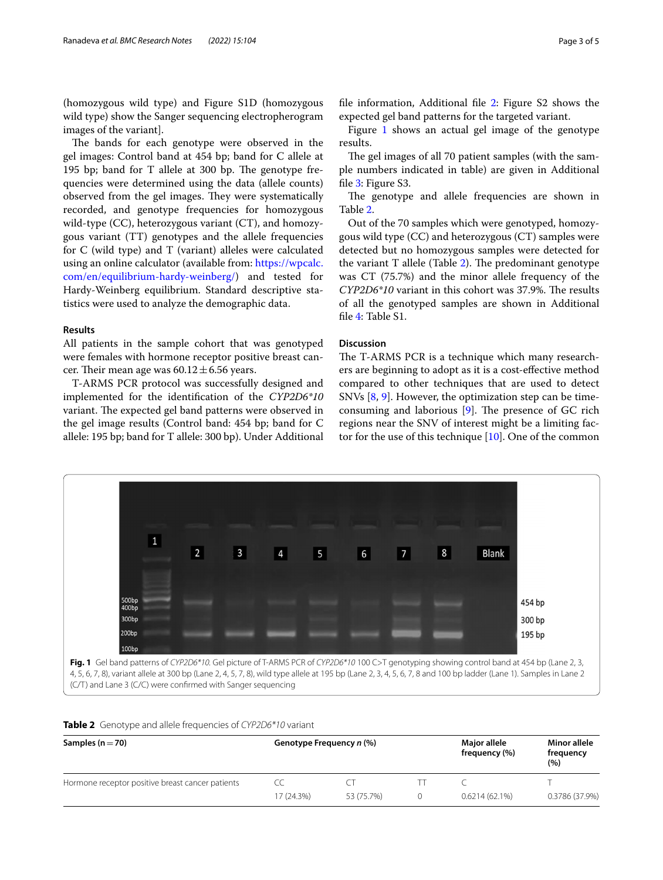(homozygous wild type) and Figure S1D (homozygous wild type) show the Sanger sequencing electropherogram images of the variant].

The bands for each genotype were observed in the gel images: Control band at 454 bp; band for C allele at 195 bp; band for T allele at 300 bp. The genotype frequencies were determined using the data (allele counts) observed from the gel images. They were systematically recorded, and genotype frequencies for homozygous wild-type (CC), heterozygous variant (CT), and homozygous variant (TT) genotypes and the allele frequencies for C (wild type) and T (variant) alleles were calculated using an online calculator (available from: https://wpcalc.com/en/equilibrium-hardy-weinberg/) and tested for Hardy-Weinberg equilibrium. Standard descriptive statistics were used to analyze the demographic data.

## Results

All patients in the sample cohort that was genotyped were females with hormone receptor positive breast cancer. Their mean age was $60.12 \pm 6.56$ years.

T-ARMS PCR protocol was successfully designed and implemented for the identification of the *CYP2D6\*10* variant. The expected gel band patterns were observed in the gel image results (Control band: 454 bp; band for C allele: 195 bp; band for T allele: 300 bp). Under Additional file information, Additional file 2: Figure S2 shows the expected gel band patterns for the targeted variant.

Figure 1 shows an actual gel image of the genotype results.

The gel images of all 70 patient samples (with the sample numbers indicated in table) are given in Additional file 3: Figure S3.

The genotype and allele frequencies are shown in Table 2.

Out of the 70 samples which were genotyped, homozygous wild type (CC) and heterozygous (CT) samples were detected but no homozygous samples were detected for the variant T allele (Table 2). The predominant genotype was CT (75.7%) and the minor allele frequency of the *CYP2D6\*10* variant in this cohort was 37.9%. The results of all the genotyped samples are shown in Additional file 4: Table S1.

## Discussion

The T-ARMS PCR is a technique which many researchers are beginning to adopt as it is a cost-effective method compared to other techniques that are used to detect SNVs [8, 9]. However, the optimization step can be time-consuming and laborious [9]. The presence of GC rich regions near the SNV of interest might be a limiting factor for the use of this technique [10]. One of the common

**Fig. 1** Gel band patterns of *CYP2D6\*10*. Gel picture of T-ARMS PCR of *CYP2D6\*10* 100 C>T genotyping showing control band at 454 bp (Lane 2, 3, 4, 5, 6, 7, 8), variant allele at 300 bp (Lane 2, 4, 5, 7, 8), wild type allele at 195 bp (Lane 2, 3, 4, 5, 6, 7, 8 and 100 bp ladder (Lane 1). Samples in Lane 2 (C/T) and Lane 3 (C/C) were confirmed with Sanger sequencing

**Table 2** Genotype and allele frequencies of *CYP2D6\*10* variant

| Samples (n = 70) | Genotype Frequency *n* (%) | | | Major allele frequency (%) | Minor allele frequency (%) |
|---|---|---|---|---|---|
| Hormone receptor positive breast cancer patients | CC | CT | TT | C | T |
| | 17 (24.3%) | 53 (75.7%) | 0 | 0.6214 (62.1%) | 0.3786 (37.9%) |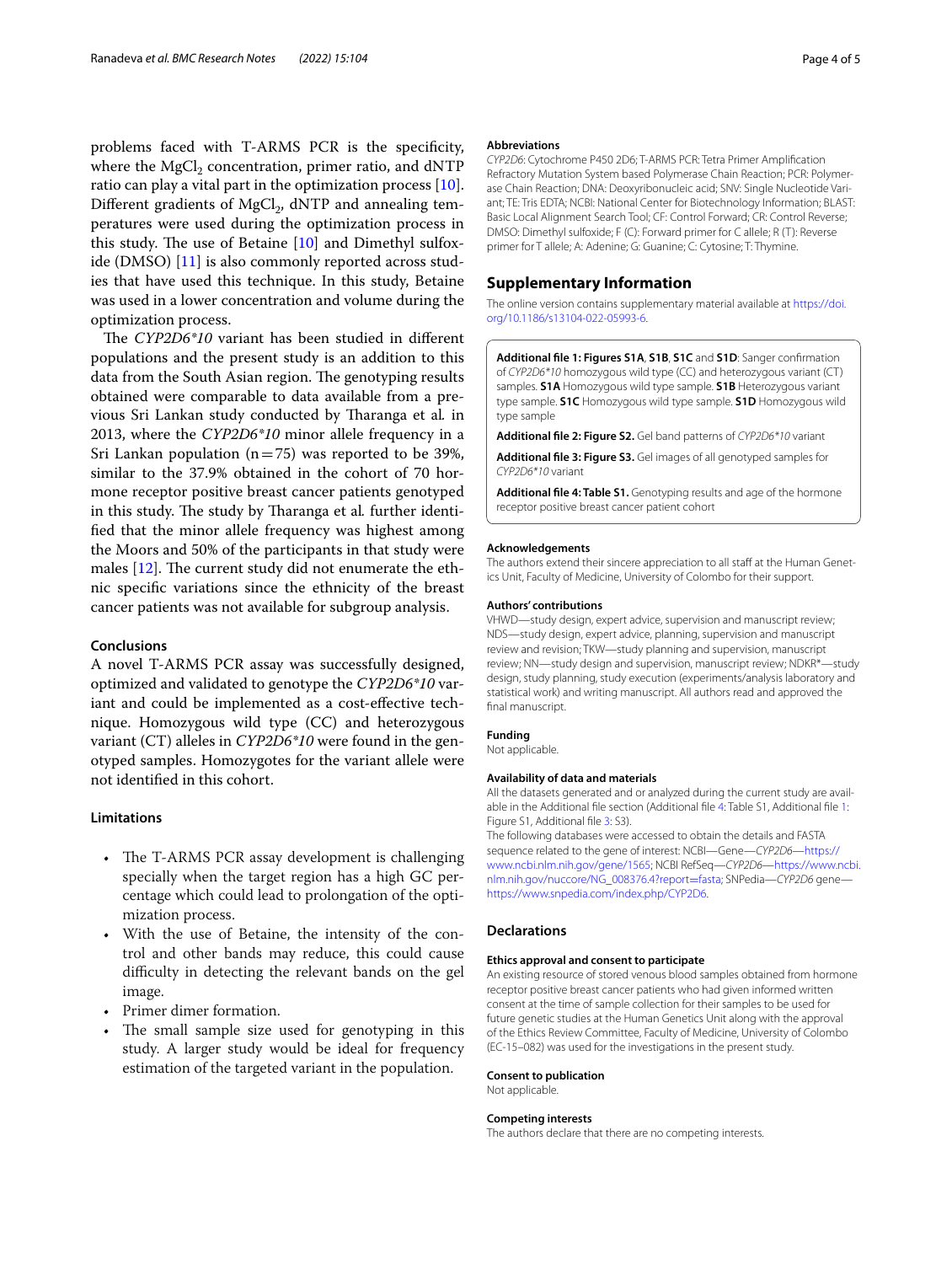problems faced with T-ARMS PCR is the specificity, where the $MgCl_2$ concentration, primer ratio, and dNTP ratio can play a vital part in the optimization process [10]. Different gradients of $MgCl_2$, dNTP and annealing temperatures were used during the optimization process in this study. The use of Betaine [10] and Dimethyl sulfoxide (DMSO) [11] is also commonly reported across studies that have used this technique. In this study, Betaine was used in a lower concentration and volume during the optimization process.

The *CYP2D6\*10* variant has been studied in different populations and the present study is an addition to this data from the South Asian region. The genotyping results obtained were comparable to data available from a previous Sri Lankan study conducted by Tharanga et al*.* in 2013, where the *CYP2D6\*10* minor allele frequency in a Sri Lankan population (n = 75) was reported to be 39%, similar to the 37.9% obtained in the cohort of 70 hormone receptor positive breast cancer patients genotyped in this study. The study by Tharanga et al*.* further identified that the minor allele frequency was highest among the Moors and 50% of the participants in that study were males [12]. The current study did not enumerate the ethnic specific variations since the ethnicity of the breast cancer patients was not available for subgroup analysis.

## Conclusions

A novel T-ARMS PCR assay was successfully designed, optimized and validated to genotype the *CYP2D6\*10* variant and could be implemented as a cost-effective technique. Homozygous wild type (CC) and heterozygous variant (CT) alleles in *CYP2D6\*10* were found in the genotyped samples. Homozygotes for the variant allele were not identified in this cohort.

## Limitations

- The T-ARMS PCR assay development is challenging specially when the target region has a high GC percentage which could lead to prolongation of the optimization process.
- With the use of Betaine, the intensity of the control and other bands may reduce, this could cause difficulty in detecting the relevant bands on the gel image.
- Primer dimer formation.
- The small sample size used for genotyping in this study. A larger study would be ideal for frequency estimation of the targeted variant in the population.

### Abbreviations

*CYP2D6*: Cytochrome P450 2D6; T-ARMS PCR: Tetra Primer Amplification Refractory Mutation System based Polymerase Chain Reaction; PCR: Polymerase Chain Reaction; DNA: Deoxyribonucleic acid; SNV: Single Nucleotide Variant; TE: Tris EDTA; NCBI: National Center for Biotechnology Information; BLAST: Basic Local Alignment Search Tool; CF: Control Forward; CR: Control Reverse; DMSO: Dimethyl sulfoxide; F (C): Forward primer for C allele; R (T): Reverse primer for T allele; A: Adenine; G: Guanine; C: Cytosine; T: Thymine.

## Supplementary Information

The online version contains supplementary material available at https://doi.org/10.1186/s13104-022-05993-6.

**Additional file 1: Figures S1A**, **S1B**, **S1C** and **S1D**: Sanger confirmation of *CYP2D6\*10* homozygous wild type (CC) and heterozygous variant (CT) samples. **S1A** Homozygous wild type sample. **S1B** Heterozygous variant type sample. **S1C** Homozygous wild type sample. **S1D** Homozygous wild type sample

**Additional file 2: Figure S2.** Gel band patterns of *CYP2D6\*10* variant

**Additional file 3: Figure S3.** Gel images of all genotyped samples for *CYP2D6\*10* variant

**Additional file 4: Table S1.** Genotyping results and age of the hormone receptor positive breast cancer patient cohort

### Acknowledgements

The authors extend their sincere appreciation to all staff at the Human Genetics Unit, Faculty of Medicine, University of Colombo for their support.

### Authors' contributions

VHWD—study design, expert advice, supervision and manuscript review; NDS—study design, expert advice, planning, supervision and manuscript review and revision; TKW—study planning and supervision, manuscript review; NN—study design and supervision, manuscript review; NDKR*—study design, study planning, study execution (experiments/analysis laboratory and statistical work) and writing manuscript. All authors read and approved the final manuscript.

### Funding

Not applicable.

### Availability of data and materials

All the datasets generated and or analyzed during the current study are available in the Additional file section (Additional file 4: Table S1, Additional file 1: Figure S1, Additional file 3: S3).

The following databases were accessed to obtain the details and FASTA sequence related to the gene of interest: NCBI—Gene—*CYP2D6*—https://www.ncbi.nlm.nih.gov/gene/1565; NCBI RefSeq—*CYP2D6*—https://www.ncbi.nlm.nih.gov/nuccore/NG_008376.4?report=fasta; SNPedia—*CYP2D6* gene—https://www.snpedia.com/index.php/CYP2D6.

## Declarations

### Ethics approval and consent to participate

An existing resource of stored venous blood samples obtained from hormone receptor positive breast cancer patients who had given informed written consent at the time of sample collection for their samples to be used for future genetic studies at the Human Genetics Unit along with the approval of the Ethics Review Committee, Faculty of Medicine, University of Colombo (EC-15–082) was used for the investigations in the present study.

### Consent to publication

Not applicable.

### Competing interests

The authors declare that there are no competing interests.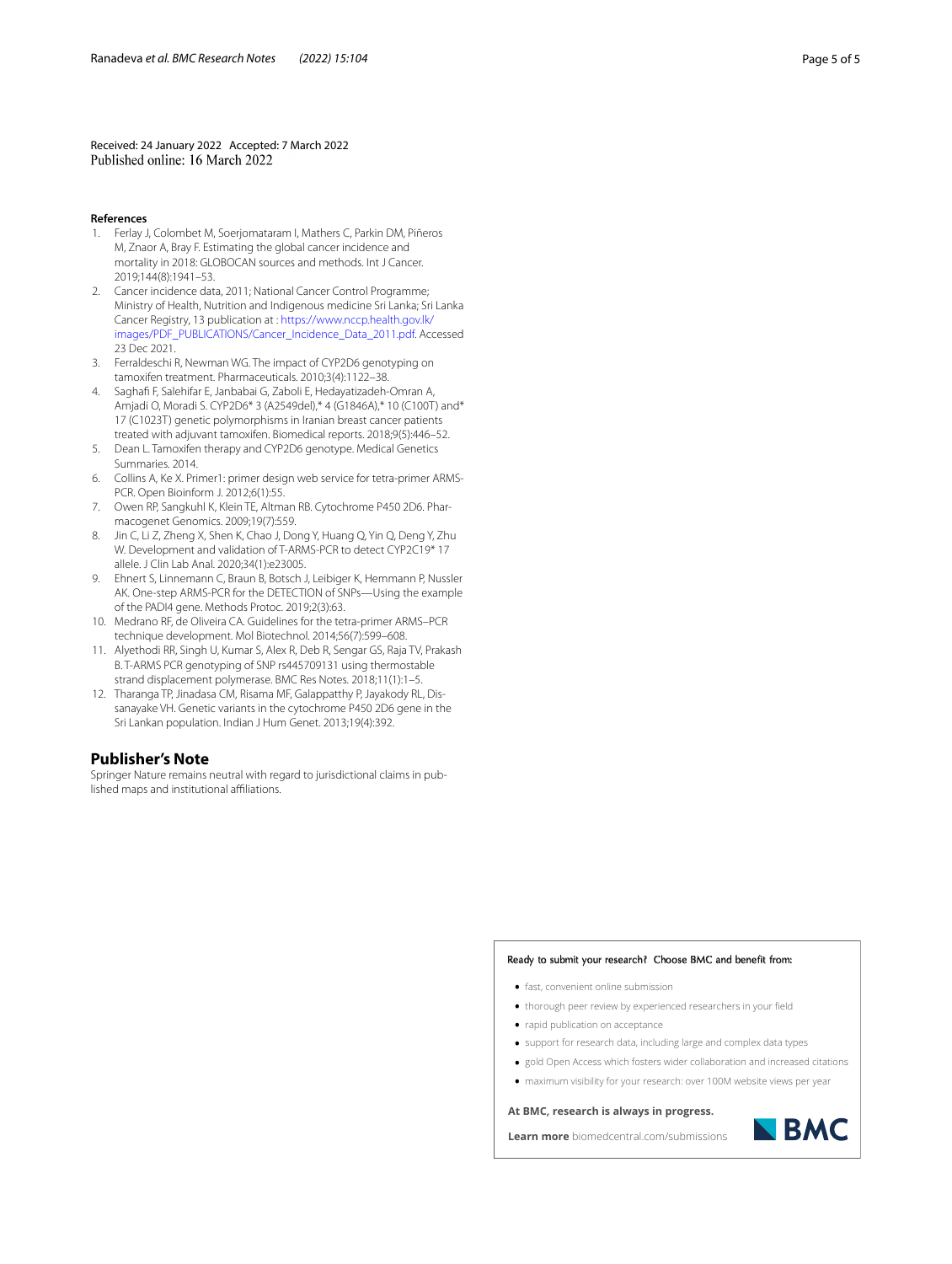Received: 24 January 2022 Accepted: 7 March 2022
Published online: 16 March 2022

## References

1. Ferlay J, Colombet M, Soerjomataram I, Mathers C, Parkin DM, Piñeros M, Znaor A, Bray F. Estimating the global cancer incidence and mortality in 2018: GLOBOCAN sources and methods. Int J Cancer. 2019;144(8):1941–53.
2. Cancer incidence data, 2011; National Cancer Control Programme; Ministry of Health, Nutrition and Indigenous medicine Sri Lanka; Sri Lanka Cancer Registry, 13 publication at : https://www.nccp.health.gov.lk/images/PDF_PUBLICATIONS/Cancer_Incidence_Data_2011.pdf. Accessed 23 Dec 2021.
3. Ferraldeschi R, Newman WG. The impact of CYP2D6 genotyping on tamoxifen treatment. Pharmaceuticals. 2010;3(4):1122–38.
4. Saghafi F, Salehifar E, Janbabai G, Zaboli E, Hedayatizadeh-Omran A, Amjadi O, Moradi S. CYP2D6* 3 (A2549del),* 4 (G1846A),* 10 (C100T) and* 17 (C1023T) genetic polymorphisms in Iranian breast cancer patients treated with adjuvant tamoxifen. Biomedical reports. 2018;9(5):446–52.
5. Dean L. Tamoxifen therapy and CYP2D6 genotype. Medical Genetics Summaries. 2014.
6. Collins A, Ke X. Primer1: primer design web service for tetra-primer ARMS-PCR. Open Bioinform J. 2012;6(1):55.
7. Owen RP, Sangkuhl K, Klein TE, Altman RB. Cytochrome P450 2D6. Pharmacogenet Genomics. 2009;19(7):559.
8. Jin C, Li Z, Zheng X, Shen K, Chao J, Dong Y, Huang Q, Yin Q, Deng Y, Zhu W. Development and validation of T-ARMS-PCR to detect CYP2C19* 17 allele. J Clin Lab Anal. 2020;34(1):e23005.
9. Ehnert S, Linnemann C, Braun B, Botsch J, Leibiger K, Hemmann P, Nussler AK. One-step ARMS-PCR for the DETECTION of SNPs—Using the example of the PADI4 gene. Methods Protoc. 2019;2(3):63.
10. Medrano RF, de Oliveira CA. Guidelines for the tetra-primer ARMS–PCR technique development. Mol Biotechnol. 2014;56(7):599–608.
11. Alyethodi RR, Singh U, Kumar S, Alex R, Deb R, Sengar GS, Raja TV, Prakash B. T-ARMS PCR genotyping of SNP rs445709131 using thermostable strand displacement polymerase. BMC Res Notes. 2018;11(1):1–5.
12. Tharanga TP, Jinadasa CM, Risama MF, Galappatthy P, Jayakody RL, Dissanayake VH. Genetic variants in the cytochrome P450 2D6 gene in the Sri Lankan population. Indian J Hum Genet. 2013;19(4):392.

## Publisher's Note

Springer Nature remains neutral with regard to jurisdictional claims in published maps and institutional affiliations.

Ready to submit your research? Choose BMC and benefit from:

- fast, convenient online submission
- thorough peer review by experienced researchers in your field
- rapid publication on acceptance
- support for research data, including large and complex data types
- gold Open Access which fosters wider collaboration and increased citations
- maximum visibility for your research: over 100M website views per year

**At BMC, research is always in progress.**

**Learn more** biomedcentral.com/submissions

BMC